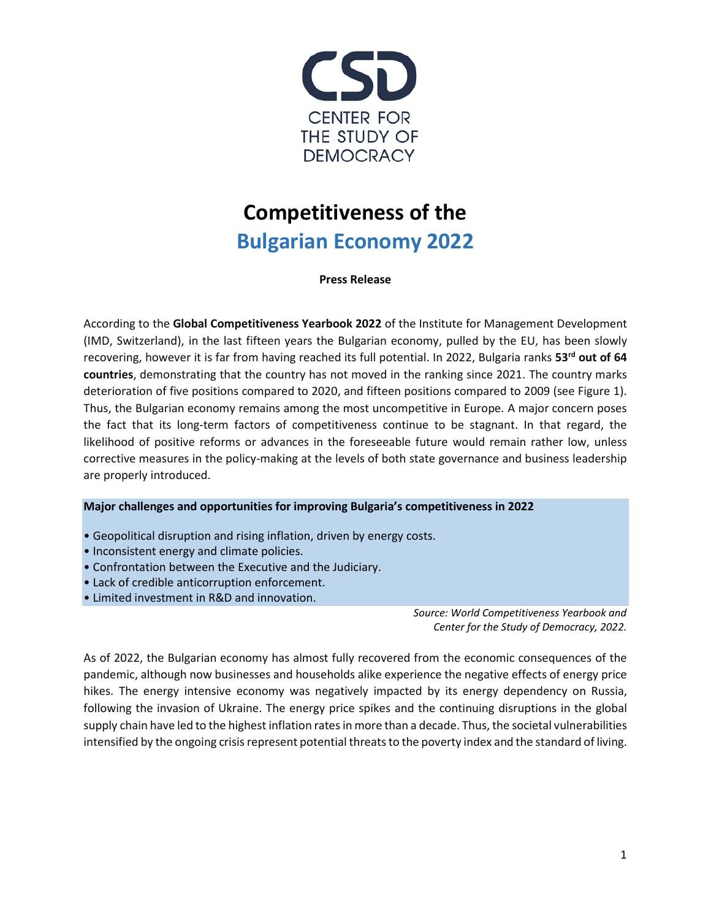CENTER FOR THE STUDY OF DEMOCRACY

# Competitiveness of the Bulgarian Economy 2022

**Press Release**

According to the **Global Competitiveness Yearbook 2022** of the Institute for Management Development (IMD, Switzerland), in the last fifteen years the Bulgarian economy, pulled by the EU, has been slowly recovering, however it is far from having reached its full potential. In 2022, Bulgaria ranks **53rd out of 64 countries**, demonstrating that the country has not moved in the ranking since 2021. The country marks deterioration of five positions compared to 2020, and fifteen positions compared to 2009 (see Figure 1). Thus, the Bulgarian economy remains among the most uncompetitive in Europe. A major concern poses the fact that its long-term factors of competitiveness continue to be stagnant. In that regard, the likelihood of positive reforms or advances in the foreseeable future would remain rather low, unless corrective measures in the policy-making at the levels of both state governance and business leadership are properly introduced.

**Major challenges and opportunities for improving Bulgaria's competitiveness in 2022**

- Geopolitical disruption and rising inflation, driven by energy costs.
- Inconsistent energy and climate policies.
- Confrontation between the Executive and the Judiciary.
- Lack of credible anticorruption enforcement.
- Limited investment in R&D and innovation.

*Source: World Competitiveness Yearbook and Center for the Study of Democracy, 2022.*

As of 2022, the Bulgarian economy has almost fully recovered from the economic consequences of the pandemic, although now businesses and households alike experience the negative effects of energy price hikes. The energy intensive economy was negatively impacted by its energy dependency on Russia, following the invasion of Ukraine. The energy price spikes and the continuing disruptions in the global supply chain have led to the highest inflation rates in more than a decade. Thus, the societal vulnerabilities intensified by the ongoing crisis represent potential threats to the poverty index and the standard of living.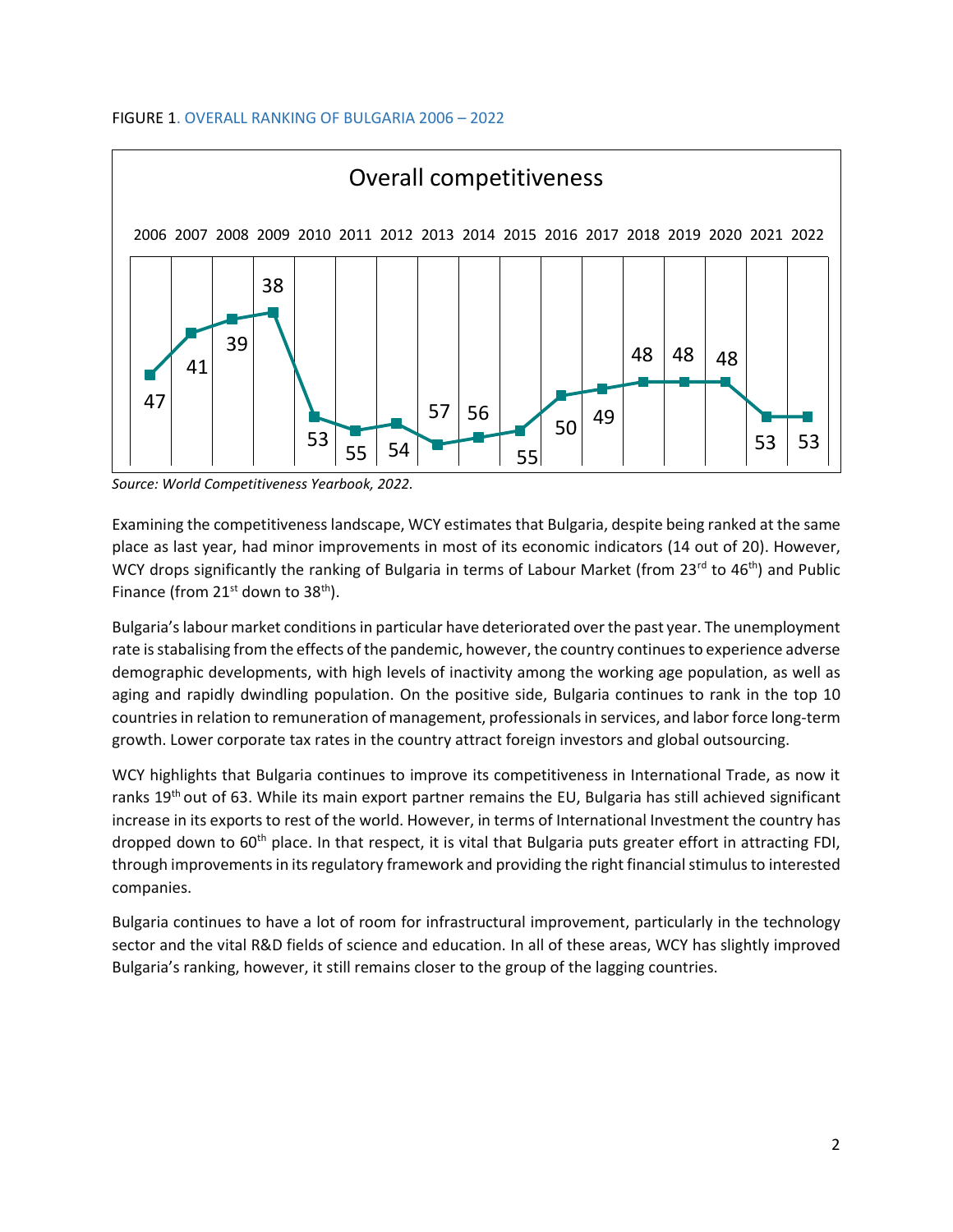FIGURE 1. OVERALL RANKING OF BULGARIA 2006 – 2022

| | 2006 | 2007 | 2008 | 2009 | 2010 | 2011 | 2012 | 2013 | 2014 | 2015 | 2016 | 2017 | 2018 | 2019 | 2020 | 2021 | 2022 |
|---|---|---|---|---|---|---|---|---|---|---|---|---|---|---|---|---|---|
| Overall competitiveness | 47 | 41 | 39 | 38 | 53 | 55 | 54 | 57 | 56 | 55 | 50 | 49 | 48 | 48 | 48 | 53 | 53 |

*Source: World Competitiveness Yearbook, 2022.*

Examining the competitiveness landscape, WCY estimates that Bulgaria, despite being ranked at the same place as last year, had minor improvements in most of its economic indicators (14 out of 20). However, WCY drops significantly the ranking of Bulgaria in terms of Labour Market (from 23rd to 46th) and Public Finance (from 21st down to 38th).

Bulgaria's labour market conditions in particular have deteriorated over the past year. The unemployment rate is stabalising from the effects of the pandemic, however, the country continues to experience adverse demographic developments, with high levels of inactivity among the working age population, as well as aging and rapidly dwindling population. On the positive side, Bulgaria continues to rank in the top 10 countries in relation to remuneration of management, professionals in services, and labor force long-term growth. Lower corporate tax rates in the country attract foreign investors and global outsourcing.

WCY highlights that Bulgaria continues to improve its competitiveness in International Trade, as now it ranks 19th out of 63. While its main export partner remains the EU, Bulgaria has still achieved significant increase in its exports to rest of the world. However, in terms of International Investment the country has dropped down to 60th place. In that respect, it is vital that Bulgaria puts greater effort in attracting FDI, through improvements in its regulatory framework and providing the right financial stimulus to interested companies.

Bulgaria continues to have a lot of room for infrastructural improvement, particularly in the technology sector and the vital R&D fields of science and education. In all of these areas, WCY has slightly improved Bulgaria's ranking, however, it still remains closer to the group of the lagging countries.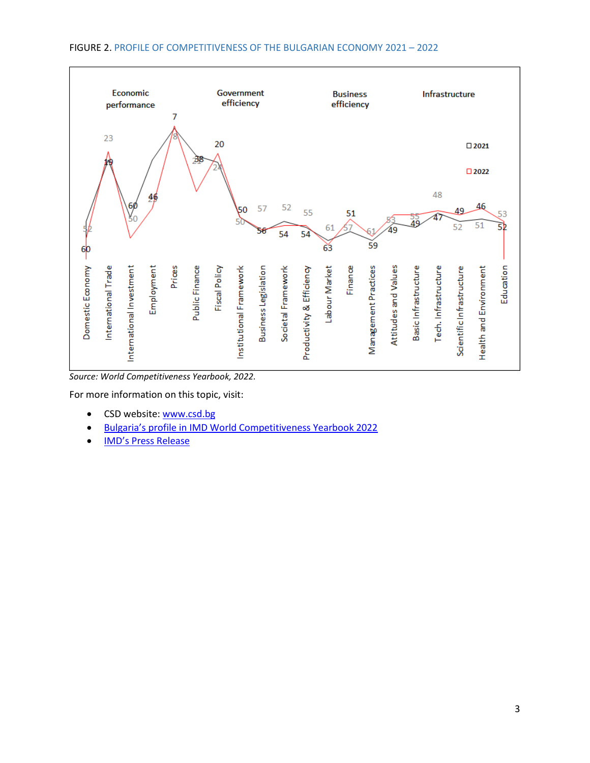FIGURE 2. PROFILE OF COMPETITIVENESS OF THE BULGARIAN ECONOMY 2021 – 2022

Economic performance

Government efficiency

Business efficiency

Infrastructure

2021

2022

Domestic Economy

International Trade

International Investment

Employment

Prices

Public Finance

Fiscal Policy

Institutional Framework

Business Legislation

Societal Framework

Productivity & Efficiency

Labour Market

Finance

Management Practices

Attitudes and Values

Basic Infrastructure

Tech. Infrastructure

Scientific Infrastructure

Health and Environment

Education

52, 60, 23, 19, 60, 50, 46, 29, 7, 8, 21, 38, 20, 24, 50, 50, 57, 56, 52, 54, 55, 54, 61, 63, 51, 57, 61, 59, 53, 49, 55, 49, 48, 47, 49, 52, 46, 51, 53, 52

*Source: World Competitiveness Yearbook, 2022.*

For more information on this topic, visit:

- CSD website: www.csd.bg
- Bulgaria's profile in IMD World Competitiveness Yearbook 2022
- IMD's Press Release